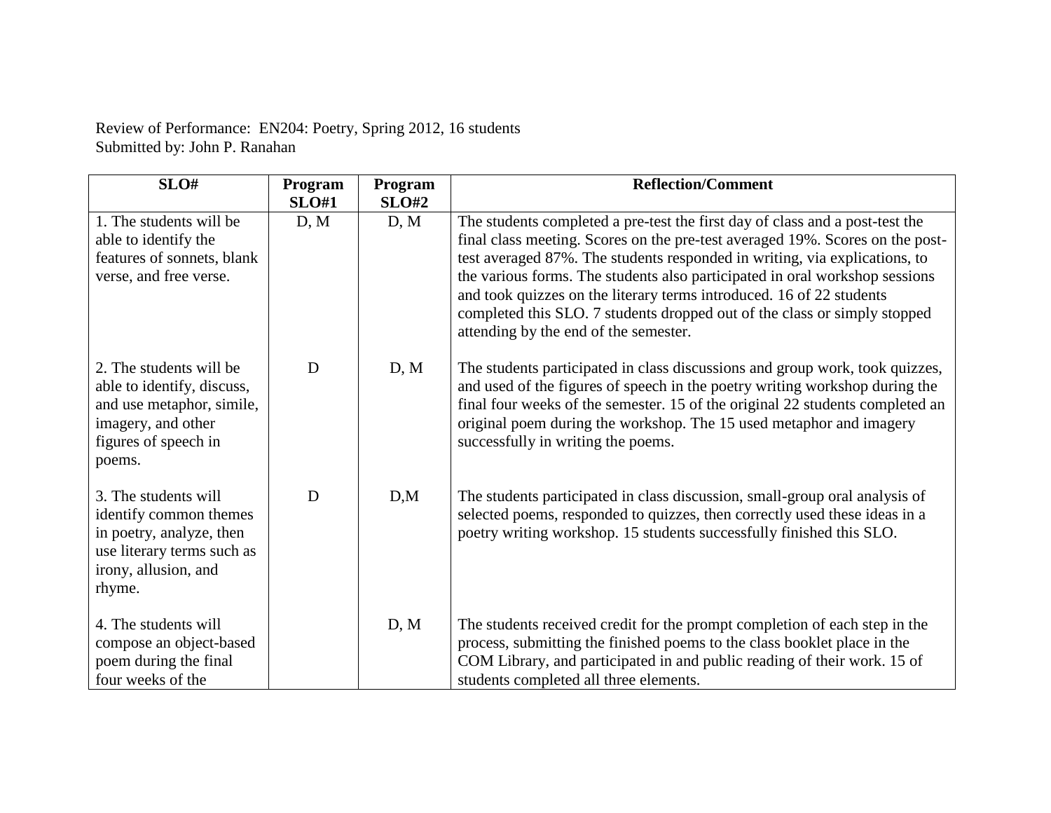Review of Performance: EN204: Poetry, Spring 2012, 16 students
Submitted by: John P. Ranahan

| SLO# | Program SLO#1 | Program SLO#2 | Reflection/Comment |
|---|---|---|---|
| 1. The students will be able to identify the features of sonnets, blank verse, and free verse. | D, M | D, M | The students completed a pre-test the first day of class and a post-test the final class meeting. Scores on the pre-test averaged 19%. Scores on the post-test averaged 87%. The students responded in writing, via explications, to the various forms. The students also participated in oral workshop sessions and took quizzes on the literary terms introduced. 16 of 22 students completed this SLO. 7 students dropped out of the class or simply stopped attending by the end of the semester. |
| 2. The students will be able to identify, discuss, and use metaphor, simile, imagery, and other figures of speech in poems. | D | D, M | The students participated in class discussions and group work, took quizzes, and used of the figures of speech in the poetry writing workshop during the final four weeks of the semester. 15 of the original 22 students completed an original poem during the workshop. The 15 used metaphor and imagery successfully in writing the poems. |
| 3. The students will identify common themes in poetry, analyze, then use literary terms such as irony, allusion, and rhyme. | D | D,M | The students participated in class discussion, small-group oral analysis of selected poems, responded to quizzes, then correctly used these ideas in a poetry writing workshop. 15 students successfully finished this SLO. |
| 4. The students will compose an object-based poem during the final four weeks of the | | D, M | The students received credit for the prompt completion of each step in the process, submitting the finished poems to the class booklet place in the COM Library, and participated in and public reading of their work. 15 of students completed all three elements. |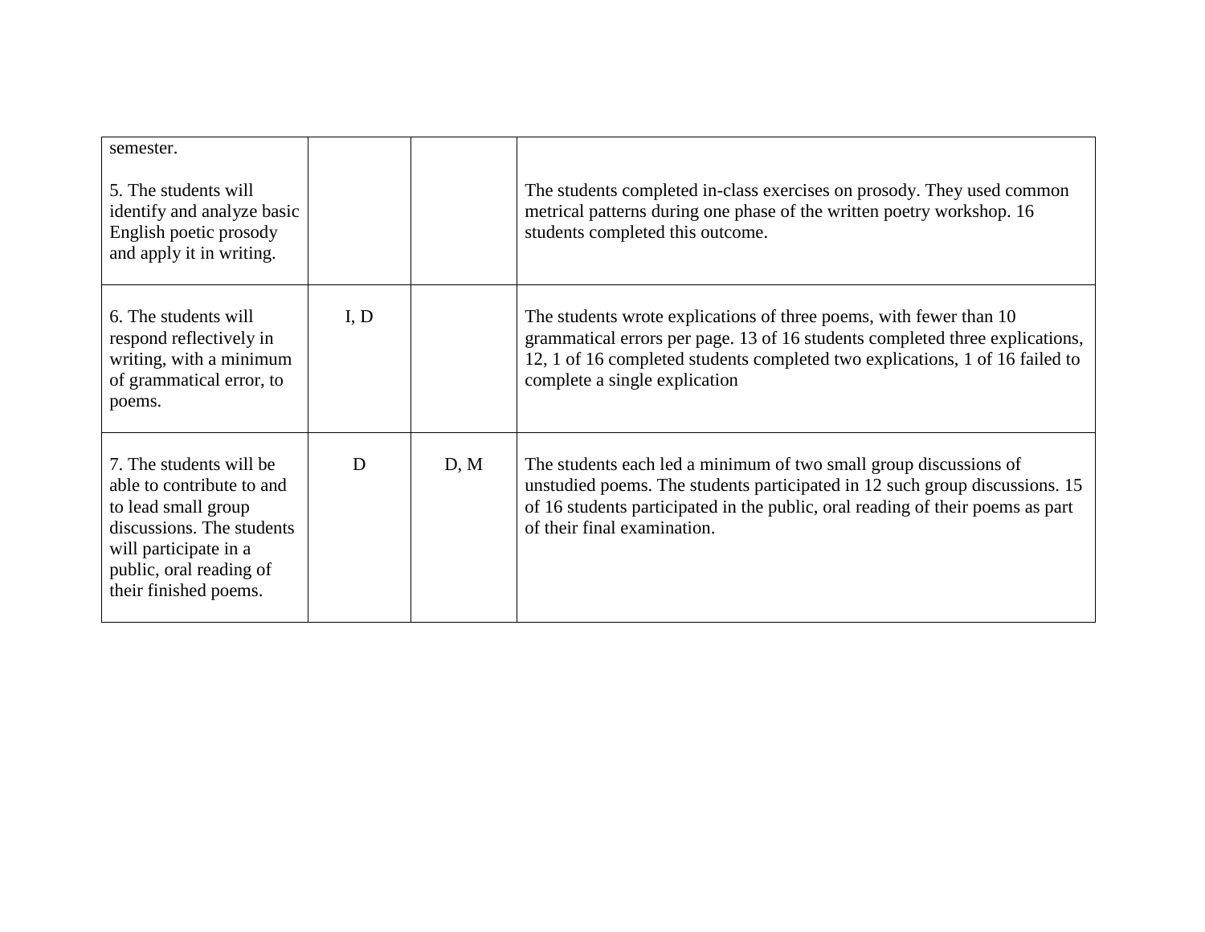| | | | |
|---|---|---|---|
| semester.<br><br>5. The students will identify and analyze basic English poetic prosody and apply it in writing. | | | The students completed in-class exercises on prosody. They used common metrical patterns during one phase of the written poetry workshop. 16 students completed this outcome. |
| 6. The students will respond reflectively in writing, with a minimum of grammatical error, to poems. | I, D | | The students wrote explications of three poems, with fewer than 10 grammatical errors per page. 13 of 16 students completed three explications, 12, 1 of 16 completed students completed two explications, 1 of 16 failed to complete a single explication |
| 7. The students will be able to contribute to and to lead small group discussions. The students will participate in a public, oral reading of their finished poems. | D | D, M | The students each led a minimum of two small group discussions of unstudied poems. The students participated in 12 such group discussions. 15 of 16 students participated in the public, oral reading of their poems as part of their final examination. |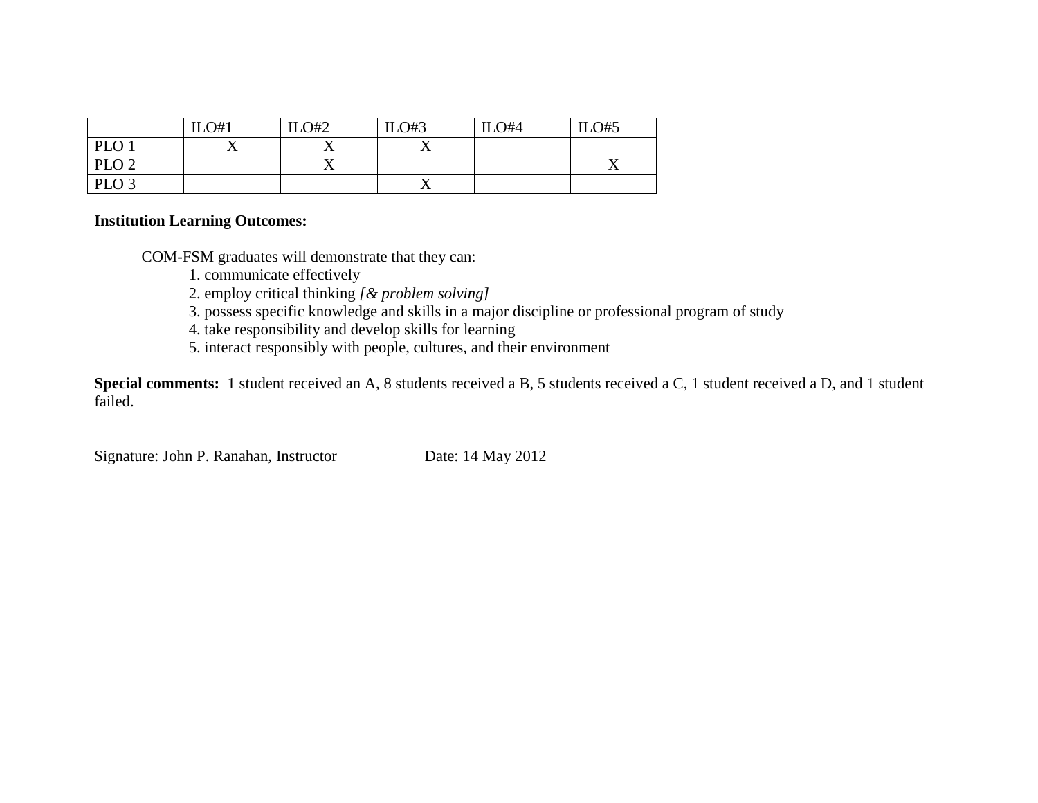| | ILO#1 | ILO#2 | ILO#3 | ILO#4 | ILO#5 |
|---|---|---|---|---|---|
| PLO 1 | X | X | X | | |
| PLO 2 | | X | | | X |
| PLO 3 | | | X | | |

**Institution Learning Outcomes:**

COM-FSM graduates will demonstrate that they can:

1. communicate effectively
2. employ critical thinking *[& problem solving]*
3. possess specific knowledge and skills in a major discipline or professional program of study
4. take responsibility and develop skills for learning
5. interact responsibly with people, cultures, and their environment

**Special comments:** 1 student received an A, 8 students received a B, 5 students received a C, 1 student received a D, and 1 student failed.

Signature: John P. Ranahan, Instructor Date: 14 May 2012